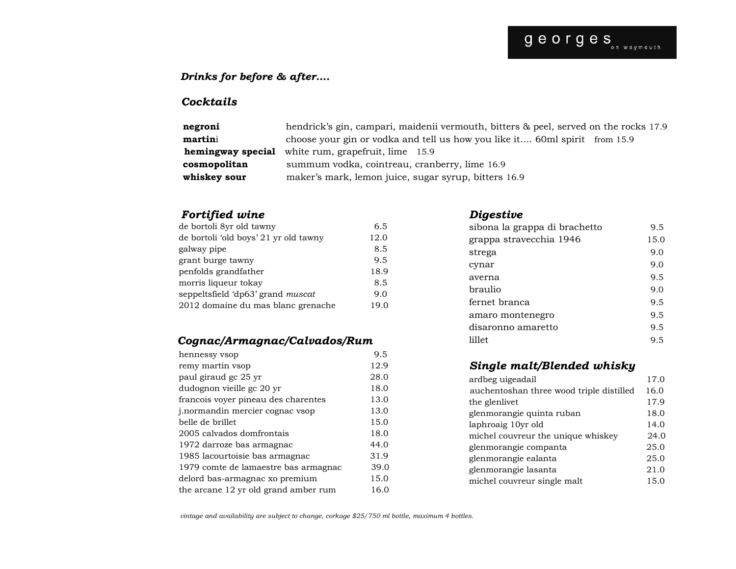georges on waymouth

***Drinks for before & after….***

## *Cocktails*

| | | |
|---|---|---|
| **negroni** | hendrick's gin, campari, maidenii vermouth, bitters & peel, served on the rocks | 17.9 |
| **martini** | choose your gin or vodka and tell us how you like it…. 60ml spirit | from 15.9 |
| **hemingway special** | white rum, grapefruit, lime | 15.9 |
| **cosmopolitan** | summum vodka, cointreau, cranberry, lime | 16.9 |
| **whiskey sour** | maker's mark, lemon juice, sugar syrup, bitters | 16.9 |

## *Fortified wine*

| | |
|---|---|
| de bortoli 8yr old tawny | 6.5 |
| de bortoli 'old boys' 21 yr old tawny | 12.0 |
| galway pipe | 8.5 |
| grant burge tawny | 9.5 |
| penfolds grandfather | 18.9 |
| morris liqueur tokay | 8.5 |
| seppeltsfield 'dp63' grand *muscat* | 9.0 |
| 2012 domaine du mas blanc grenache | 19.0 |

## *Cognac/Armagnac/Calvados/Rum*

| | |
|---|---|
| hennessy vsop | 9.5 |
| remy martin vsop | 12.9 |
| paul giraud gc 25 yr | 28.0 |
| dudognon vieille gc 20 yr | 18.0 |
| francois voyer pineau des charentes | 13.0 |
| j.normandin mercier cognac vsop | 13.0 |
| belle de brillet | 15.0 |
| 2005 calvados domfrontais | 18.0 |
| 1972 darroze bas armagnac | 44.0 |
| 1985 lacourtoisie bas armagnac | 31.9 |
| 1979 comte de lamaestre bas armagnac | 39.0 |
| delord bas-armagnac xo premium | 15.0 |
| the arcane 12 yr old grand amber rum | 16.0 |

## *Digestive*

| | |
|---|---|
| sibona la grappa di brachetto | 9.5 |
| grappa stravecchia 1946 | 15.0 |
| strega | 9.0 |
| cynar | 9.0 |
| averna | 9.5 |
| braulio | 9.0 |
| fernet branca | 9.5 |
| amaro montenegro | 9.5 |
| disaronno amaretto | 9.5 |
| lillet | 9.5 |

## *Single malt/Blended whisky*

| | |
|---|---|
| ardbeg uigeadail | 17.0 |
| auchentoshan three wood triple distilled | 16.0 |
| the glenlivet | 17.9 |
| glenmorangie quinta ruban | 18.0 |
| laphroaig 10yr old | 14.0 |
| michel couvreur the unique whiskey | 24.0 |
| glenmorangie companta | 25.0 |
| glenmorangie ealanta | 25.0 |
| glenmorangie lasanta | 21.0 |
| michel couvreur single malt | 15.0 |

*vintage and availability are subject to change, corkage $25/ 750 ml bottle, maximum 4 bottles.*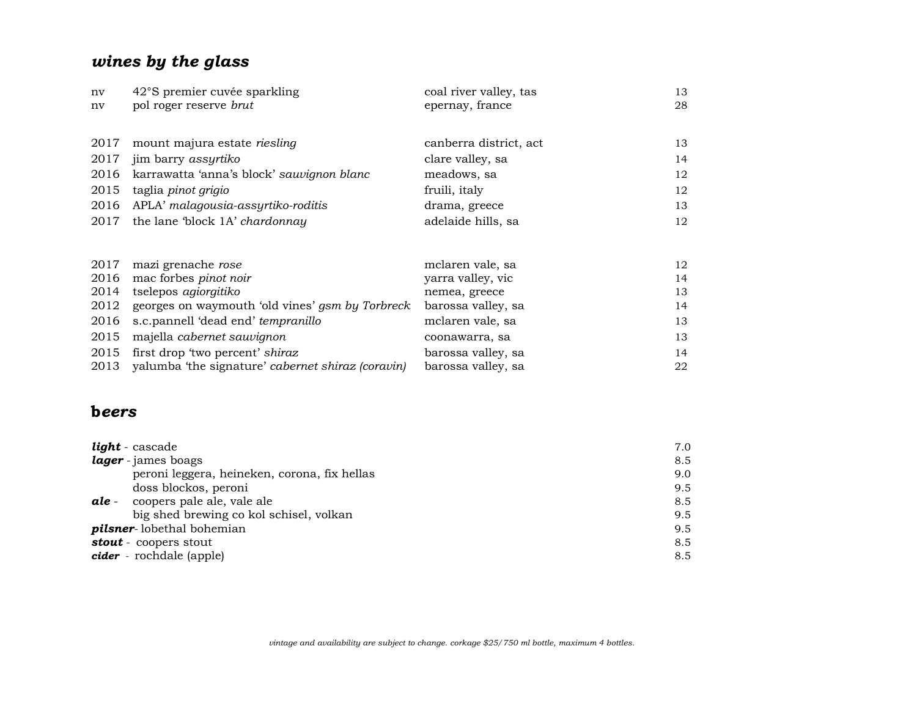## *wines by the glass*

| | | | |
|---|---|---|---|
| nv | 42°S premier cuvée sparkling | coal river valley, tas | 13 |
| nv | pol roger reserve *brut* | epernay, france | 28 |
| | | | |
| 2017 | mount majura estate *riesling* | canberra district, act | 13 |
| 2017 | jim barry *assyrtiko* | clare valley, sa | 14 |
| 2016 | karrawatta 'anna's block' *sauvignon blanc* | meadows, sa | 12 |
| 2015 | taglia *pinot grigio* | fruili, italy | 12 |
| 2016 | APLA' *malagousia-assyrtiko-roditis* | drama, greece | 13 |
| 2017 | the lane 'block 1A' *chardonnay* | adelaide hills, sa | 12 |
| | | | |
| 2017 | mazi grenache *rose* | mclaren vale, sa | 12 |
| 2016 | mac forbes *pinot noir* | yarra valley, vic | 14 |
| 2014 | tselepos *agiorgitiko* | nemea, greece | 13 |
| 2012 | georges on waymouth 'old vines' *gsm by Torbreck* | barossa valley, sa | 14 |
| 2016 | s.c.pannell 'dead end' *tempranillo* | mclaren vale, sa | 13 |
| 2015 | majella *cabernet sauvignon* | coonawarra, sa | 13 |
| 2015 | first drop 'two percent' *shiraz* | barossa valley, sa | 14 |
| 2013 | yalumba 'the signature' *cabernet shiraz (coravin)* | barossa valley, sa | 22 |

## b*eers*

| | | |
|---|---|---|
| ***light*** - | cascade | 7.0 |
| ***lager*** - | james boags | 8.5 |
| | peroni leggera, heineken, corona, fix hellas | 9.0 |
| | doss blockos, peroni | 9.5 |
| ***ale*** - | coopers pale ale, vale ale | 8.5 |
| | big shed brewing co kol schisel, volkan | 9.5 |
| ***pilsner***- | lobethal bohemian | 9.5 |
| ***stout*** - | coopers stout | 8.5 |
| ***cider*** - | rochdale (apple) | 8.5 |

*vintage and availability are subject to change. corkage $25/750 ml bottle, maximum 4 bottles.*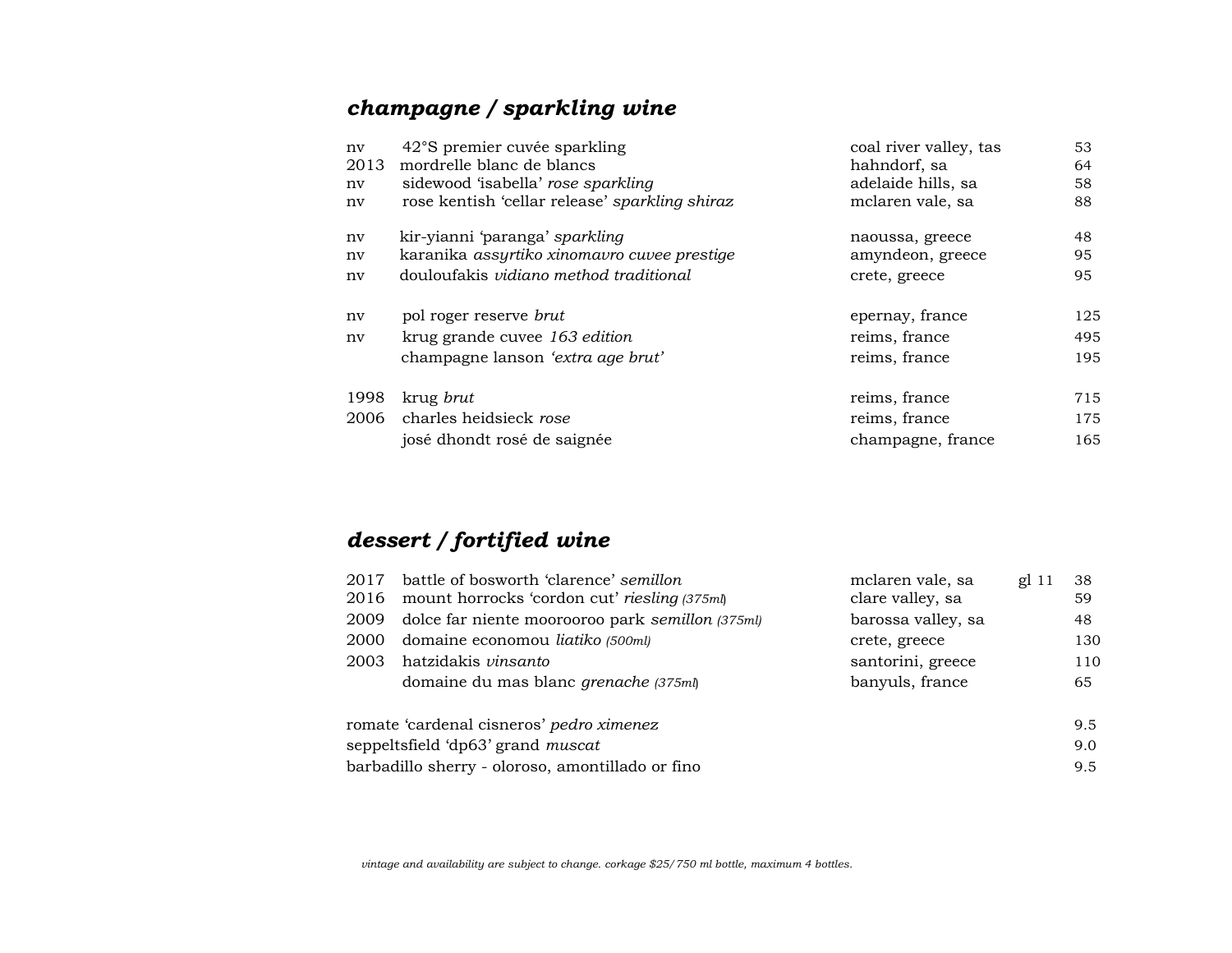## ***champagne / sparkling wine***

| | | | |
|---|---|---|---|
| nv | 42°S premier cuvée sparkling | coal river valley, tas | 53 |
| 2013 | mordrelle blanc de blancs | hahndorf, sa | 64 |
| nv | sidewood 'isabella' *rose sparkling* | adelaide hills, sa | 58 |
| nv | rose kentish 'cellar release' *sparkling shiraz* | mclaren vale, sa | 88 |
| nv | kir-yianni 'paranga' *sparkling* | naoussa, greece | 48 |
| nv | karanika *assyrtiko xinomavro cuvee prestige* | amyndeon, greece | 95 |
| nv | douloufakis *vidiano method traditional* | crete, greece | 95 |
| nv | pol roger reserve *brut* | epernay, france | 125 |
| nv | krug grande cuvee *163 edition* | reims, france | 495 |
| | champagne lanson *'extra age brut'* | reims, france | 195 |
| 1998 | krug *brut* | reims, france | 715 |
| 2006 | charles heidsieck *rose* | reims, france | 175 |
| | josé dhondt rosé de saignée | champagne, france | 165 |

## ***dessert / fortified wine***

| | | | | |
|---|---|---|---|---|
| 2017 | battle of bosworth 'clarence' *semillon* | mclaren vale, sa | gl 11 | 38 |
| 2016 | mount horrocks 'cordon cut' *riesling (375ml)* | clare valley, sa | | 59 |
| 2009 | dolce far niente moorooroo park *semillon (375ml)* | barossa valley, sa | | 48 |
| 2000 | domaine economou *liatiko (500ml)* | crete, greece | | 130 |
| 2003 | hatzidakis *vinsanto* | santorini, greece | | 110 |
| | domaine du mas blanc *grenache (375ml)* | banyuls, france | | 65 |

| | |
|---|---|
| romate 'cardenal cisneros' *pedro ximenez* | 9.5 |
| seppeltsfield 'dp63' grand *muscat* | 9.0 |
| barbadillo sherry - oloroso, amontillado or fino | 9.5 |

*vintage and availability are subject to change. corkage $25/ 750 ml bottle, maximum 4 bottles.*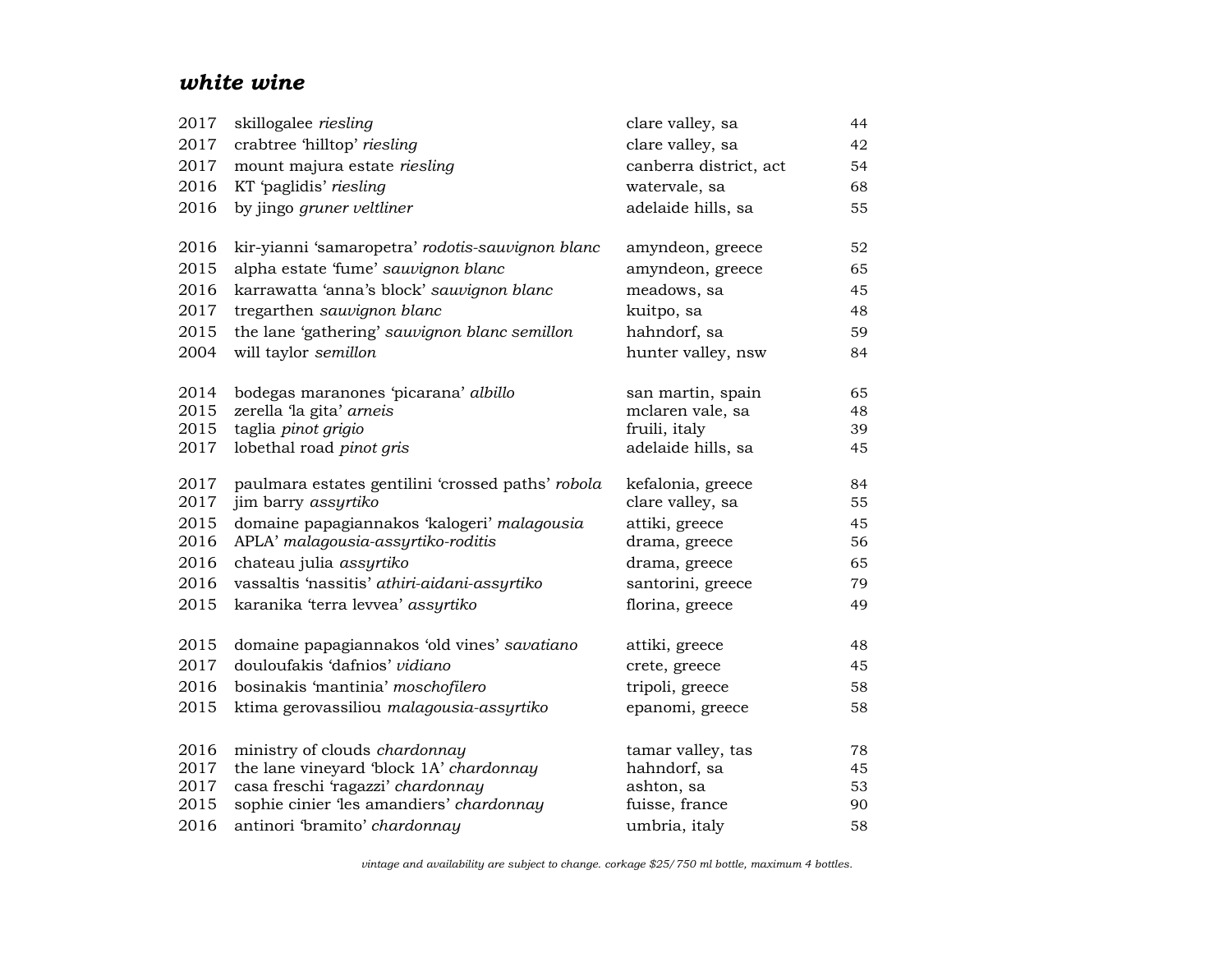## ***white wine***

| | | | |
|---|---|---|---|
| 2017 | skillogalee *riesling* | clare valley, sa | 44 |
| 2017 | crabtree 'hilltop' *riesling* | clare valley, sa | 42 |
| 2017 | mount majura estate *riesling* | canberra district, act | 54 |
| 2016 | KT 'paglidis' *riesling* | watervale, sa | 68 |
| 2016 | by jingo *gruner veltliner* | adelaide hills, sa | 55 |
| | | | |
| 2016 | kir-yianni 'samaropetra' *rodotis-sauvignon blanc* | amyndeon, greece | 52 |
| 2015 | alpha estate 'fume' *sauvignon blanc* | amyndeon, greece | 65 |
| 2016 | karrawatta 'anna's block' *sauvignon blanc* | meadows, sa | 45 |
| 2017 | tregarthen *sauvignon blanc* | kuitpo, sa | 48 |
| 2015 | the lane 'gathering' *sauvignon blanc semillon* | hahndorf, sa | 59 |
| 2004 | will taylor *semillon* | hunter valley, nsw | 84 |
| | | | |
| 2014 | bodegas maranones 'picarana' *albillo* | san martin, spain | 65 |
| 2015 | zerella 'la gita' *arneis* | mclaren vale, sa | 48 |
| 2015 | taglia *pinot grigio* | fruili, italy | 39 |
| 2017 | lobethal road *pinot gris* | adelaide hills, sa | 45 |
| | | | |
| 2017 | paulmara estates gentilini 'crossed paths' *robola* | kefalonia, greece | 84 |
| 2017 | jim barry *assyrtiko* | clare valley, sa | 55 |
| 2015 | domaine papagiannakos 'kalogeri' *malagousia* | attiki, greece | 45 |
| 2016 | APLA' *malagousia-assyrtiko-roditis* | drama, greece | 56 |
| 2016 | chateau julia *assyrtiko* | drama, greece | 65 |
| 2016 | vassaltis 'nassitis' *athiri-aidani-assyrtiko* | santorini, greece | 79 |
| 2015 | karanika 'terra levvea' *assyrtiko* | florina, greece | 49 |
| | | | |
| 2015 | domaine papagiannakos 'old vines' *savatiano* | attiki, greece | 48 |
| 2017 | douloufakis 'dafnios' *vidiano* | crete, greece | 45 |
| 2016 | bosinakis 'mantinia' *moschofilero* | tripoli, greece | 58 |
| 2015 | ktima gerovassiliou *malagousia-assyrtiko* | epanomi, greece | 58 |
| | | | |
| 2016 | ministry of clouds *chardonnay* | tamar valley, tas | 78 |
| 2017 | the lane vineyard 'block 1A' *chardonnay* | hahndorf, sa | 45 |
| 2017 | casa freschi 'ragazzi' *chardonnay* | ashton, sa | 53 |
| 2015 | sophie cinier 'les amandiers' *chardonnay* | fuisse, france | 90 |
| 2016 | antinori 'bramito' *chardonnay* | umbria, italy | 58 |

*vintage and availability are subject to change. corkage $25/750 ml bottle, maximum 4 bottles.*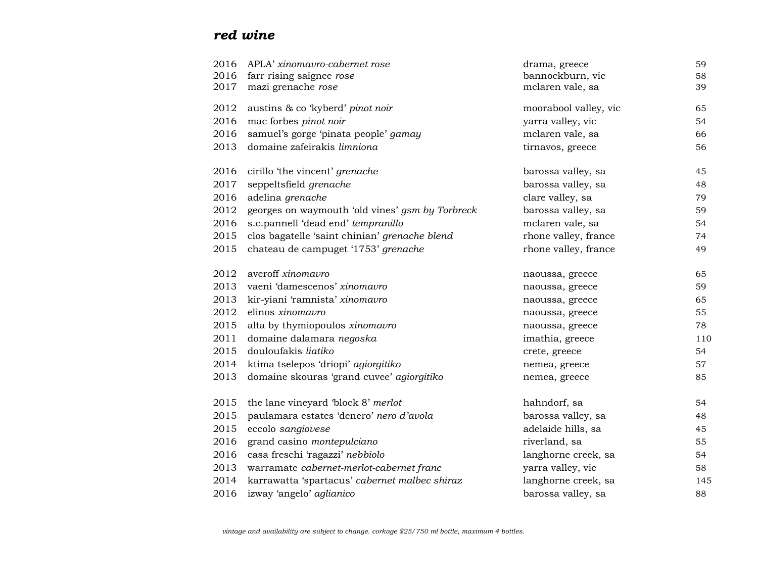## *red wine*

| | | | |
|---|---|---|---|
| 2016 | APLA' *xinomavro-cabernet rose* | drama, greece | 59 |
| 2016 | farr rising saignee *rose* | bannockburn, vic | 58 |
| 2017 | mazi grenache *rose* | mclaren vale, sa | 39 |
| | | | |
| 2012 | austins & co 'kyberd' *pinot noir* | moorabool valley, vic | 65 |
| 2016 | mac forbes *pinot noir* | yarra valley, vic | 54 |
| 2016 | samuel's gorge 'pinata people' *gamay* | mclaren vale, sa | 66 |
| 2013 | domaine zafeirakis *limniona* | tirnavos, greece | 56 |
| | | | |
| 2016 | cirillo 'the vincent' *grenache* | barossa valley, sa | 45 |
| 2017 | seppeltsfield *grenache* | barossa valley, sa | 48 |
| 2016 | adelina *grenache* | clare valley, sa | 79 |
| 2012 | georges on waymouth 'old vines' *gsm by Torbreck* | barossa valley, sa | 59 |
| 2016 | s.c.pannell 'dead end' *tempranillo* | mclaren vale, sa | 54 |
| 2015 | clos bagatelle 'saint chinian' *grenache blend* | rhone valley, france | 74 |
| 2015 | chateau de campuget '1753' *grenache* | rhone valley, france | 49 |
| | | | |
| 2012 | averoff *xinomavro* | naoussa, greece | 65 |
| 2013 | vaeni 'damescenos' *xinomavro* | naoussa, greece | 59 |
| 2013 | kir-yiani 'ramnista' *xinomavro* | naoussa, greece | 65 |
| 2012 | elinos *xinomavro* | naoussa, greece | 55 |
| 2015 | alta by thymiopoulos *xinomavro* | naoussa, greece | 78 |
| 2011 | domaine dalamara *negoska* | imathia, greece | 110 |
| 2015 | douloufakis *liatiko* | crete, greece | 54 |
| 2014 | ktima tselepos 'driopi' *agiorgitiko* | nemea, greece | 57 |
| 2013 | domaine skouras 'grand cuvee' *agiorgitiko* | nemea, greece | 85 |
| | | | |
| 2015 | the lane vineyard 'block 8' *merlot* | hahndorf, sa | 54 |
| 2015 | paulamara estates 'denero' *nero d'avola* | barossa valley, sa | 48 |
| 2015 | eccolo *sangiovese* | adelaide hills, sa | 45 |
| 2016 | grand casino *montepulciano* | riverland, sa | 55 |
| 2016 | casa freschi 'ragazzi' *nebbiolo* | langhorne creek, sa | 54 |
| 2013 | warramate *cabernet-merlot-cabernet franc* | yarra valley, vic | 58 |
| 2014 | karrawatta 'spartacus' *cabernet malbec shiraz* | langhorne creek, sa | 145 |
| 2016 | izway 'angelo' *aglianico* | barossa valley, sa | 88 |

*vintage and availability are subject to change. corkage $25/750 ml bottle, maximum 4 bottles.*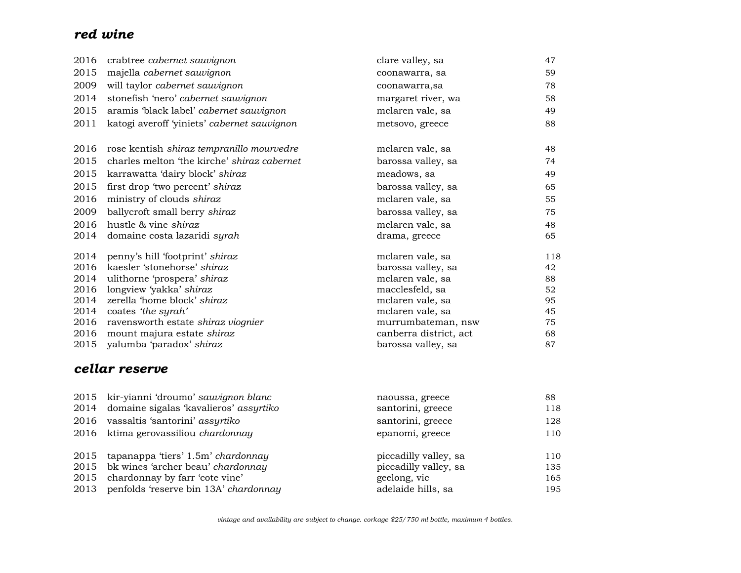## *red wine*

| | | | |
|---|---|---|---|
| 2016 | crabtree *cabernet sauvignon* | clare valley, sa | 47 |
| 2015 | majella *cabernet sauvignon* | coonawarra, sa | 59 |
| 2009 | will taylor *cabernet sauvignon* | coonawarra,sa | 78 |
| 2014 | stonefish 'nero' *cabernet sauvignon* | margaret river, wa | 58 |
| 2015 | aramis 'black label' *cabernet sauvignon* | mclaren vale, sa | 49 |
| 2011 | katogi averoff 'yiniets' *cabernet sauvignon* | metsovo, greece | 88 |
| | | | |
| 2016 | rose kentish *shiraz tempranillo mourvedre* | mclaren vale, sa | 48 |
| 2015 | charles melton 'the kirche' *shiraz cabernet* | barossa valley, sa | 74 |
| 2015 | karrawatta 'dairy block' *shiraz* | meadows, sa | 49 |
| 2015 | first drop 'two percent' *shiraz* | barossa valley, sa | 65 |
| 2016 | ministry of clouds *shiraz* | mclaren vale, sa | 55 |
| 2009 | ballycroft small berry *shiraz* | barossa valley, sa | 75 |
| 2016 | hustle & vine *shiraz* | mclaren vale, sa | 48 |
| 2014 | domaine costa lazaridi *syrah* | drama, greece | 65 |
| | | | |
| 2014 | penny's hill 'footprint' *shiraz* | mclaren vale, sa | 118 |
| 2016 | kaesler 'stonehorse' *shiraz* | barossa valley, sa | 42 |
| 2014 | ulithorne 'prospera' *shiraz* | mclaren vale, sa | 88 |
| 2016 | longview 'yakka' *shiraz* | macclesfeld, sa | 52 |
| 2014 | zerella 'home block' *shiraz* | mclaren vale, sa | 95 |
| 2014 | coates *'the syrah'* | mclaren vale, sa | 45 |
| 2016 | ravensworth estate *shiraz viognier* | murrumbateman, nsw | 75 |
| 2016 | mount majura estate *shiraz* | canberra district, act | 68 |
| 2015 | yalumba 'paradox' *shiraz* | barossa valley, sa | 87 |

## *cellar reserve*

| | | | |
|---|---|---|---|
| 2015 | kir-yianni 'droumo' *sauvignon blanc* | naoussa, greece | 88 |
| 2014 | domaine sigalas 'kavalieros' *assyrtiko* | santorini, greece | 118 |
| 2016 | vassaltis 'santorini' *assyrtiko* | santorini, greece | 128 |
| 2016 | ktima gerovassiliou *chardonnay* | epanomi, greece | 110 |
| | | | |
| 2015 | tapanappa 'tiers' 1.5m' *chardonnay* | piccadilly valley, sa | 110 |
| 2015 | bk wines 'archer beau' *chardonnay* | piccadilly valley, sa | 135 |
| 2015 | chardonnay by farr 'cote vine' | geelong, vic | 165 |
| 2013 | penfolds 'reserve bin 13A' *chardonnay* | adelaide hills, sa | 195 |

*vintage and availability are subject to change. corkage $25/750 ml bottle, maximum 4 bottles.*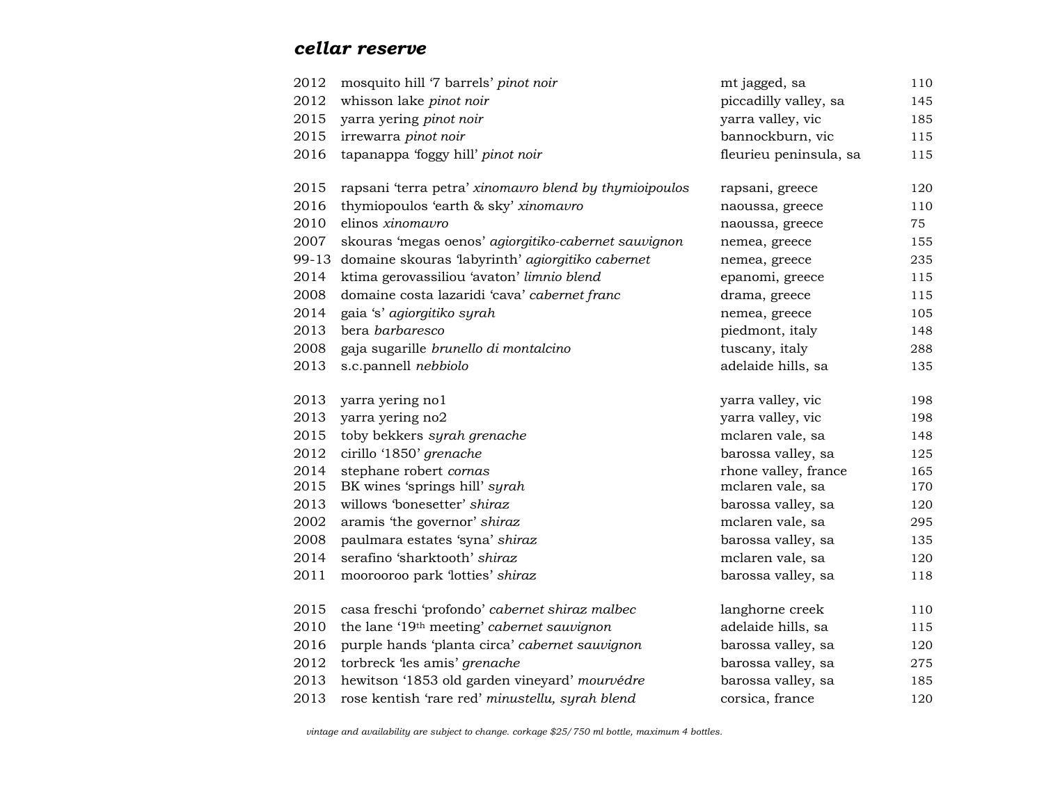## *cellar reserve*

| | | | |
|---|---|---|---|
| 2012 | mosquito hill '7 barrels' *pinot noir* | mt jagged, sa | 110 |
| 2012 | whisson lake *pinot noir* | piccadilly valley, sa | 145 |
| 2015 | yarra yering *pinot noir* | yarra valley, vic | 185 |
| 2015 | irrewarra *pinot noir* | bannockburn, vic | 115 |
| 2016 | tapanappa 'foggy hill' *pinot noir* | fleurieu peninsula, sa | 115 |
| | | | |
| 2015 | rapsani 'terra petra' *xinomavro blend by thymioipoulos* | rapsani, greece | 120 |
| 2016 | thymiopoulos 'earth & sky' *xinomavro* | naoussa, greece | 110 |
| 2010 | elinos *xinomavro* | naoussa, greece | 75 |
| 2007 | skouras 'megas oenos' *agiorgitiko-cabernet sauvignon* | nemea, greece | 155 |
| 99-13 | domaine skouras 'labyrinth' *agiorgitiko cabernet* | nemea, greece | 235 |
| 2014 | ktima gerovassiliou 'avaton' *limnio blend* | epanomi, greece | 115 |
| 2008 | domaine costa lazaridi 'cava' *cabernet franc* | drama, greece | 115 |
| 2014 | gaia 's' *agiorgitiko syrah* | nemea, greece | 105 |
| 2013 | bera *barbaresco* | piedmont, italy | 148 |
| 2008 | gaja sugarille *brunello di montalcino* | tuscany, italy | 288 |
| 2013 | s.c.pannell *nebbiolo* | adelaide hills, sa | 135 |
| | | | |
| 2013 | yarra yering no1 | yarra valley, vic | 198 |
| 2013 | yarra yering no2 | yarra valley, vic | 198 |
| 2015 | toby bekkers *syrah grenache* | mclaren vale, sa | 148 |
| 2012 | cirillo '1850' *grenache* | barossa valley, sa | 125 |
| 2014 | stephane robert *cornas* | rhone valley, france | 165 |
| 2015 | BK wines 'springs hill' *syrah* | mclaren vale, sa | 170 |
| 2013 | willows 'bonesetter' *shiraz* | barossa valley, sa | 120 |
| 2002 | aramis 'the governor' *shiraz* | mclaren vale, sa | 295 |
| 2008 | paulmara estates 'syna' *shiraz* | barossa valley, sa | 135 |
| 2014 | serafino 'sharktooth' *shiraz* | mclaren vale, sa | 120 |
| 2011 | moorooroo park 'lotties' *shiraz* | barossa valley, sa | 118 |
| | | | |
| 2015 | casa freschi 'profondo' *cabernet shiraz malbec* | langhorne creek | 110 |
| 2010 | the lane '19th meeting' *cabernet sauvignon* | adelaide hills, sa | 115 |
| 2016 | purple hands 'planta circa' *cabernet sauvignon* | barossa valley, sa | 120 |
| 2012 | torbreck 'les amis' *grenache* | barossa valley, sa | 275 |
| 2013 | hewitson '1853 old garden vineyard' *mourvédre* | barossa valley, sa | 185 |
| 2013 | rose kentish 'rare red' *minustellu, syrah blend* | corsica, france | 120 |

*vintage and availability are subject to change. corkage $25/750 ml bottle, maximum 4 bottles.*